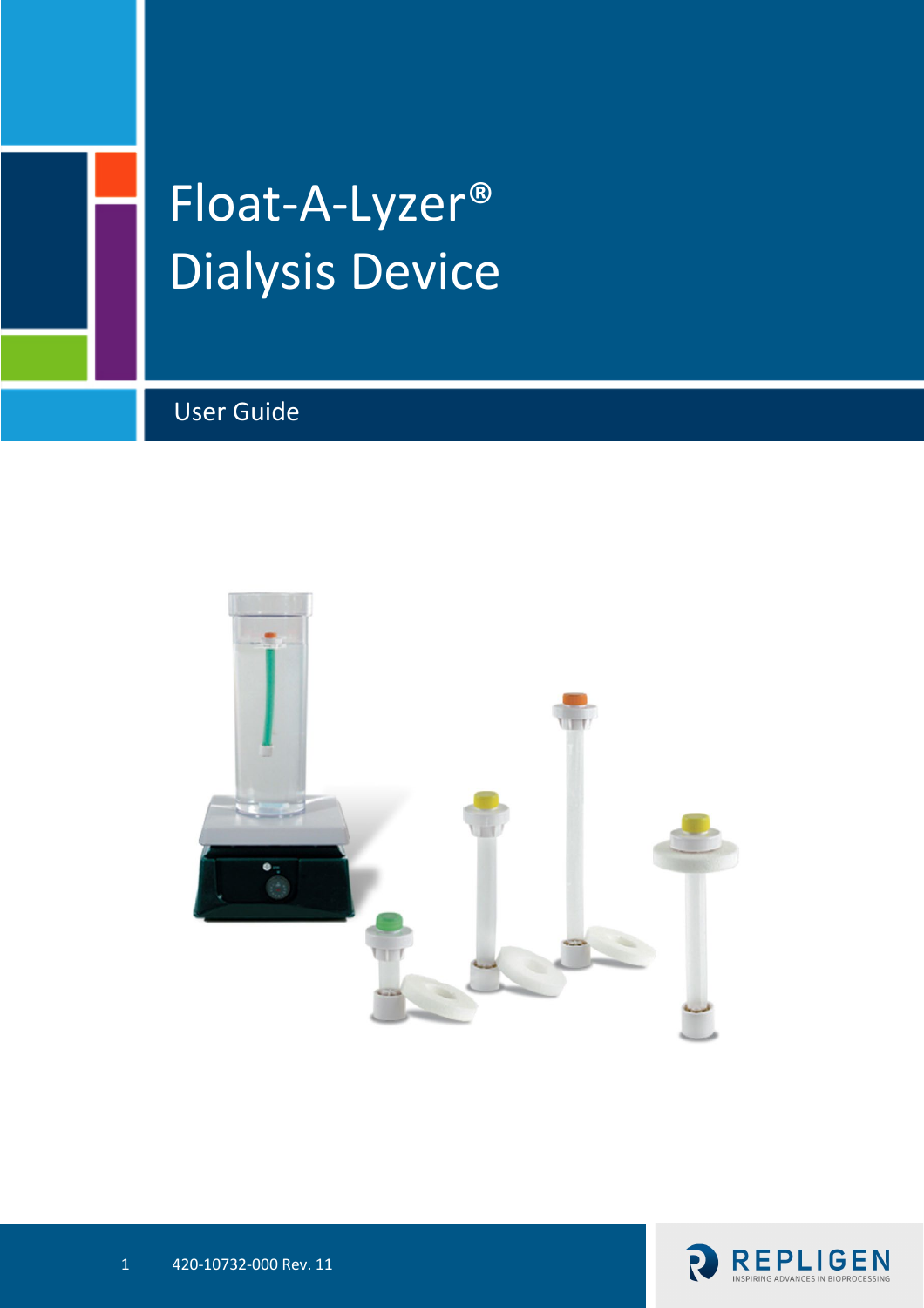# Float-A-Lyzer® Dialysis Device

## User Guide

420-10732-000 Rev. 11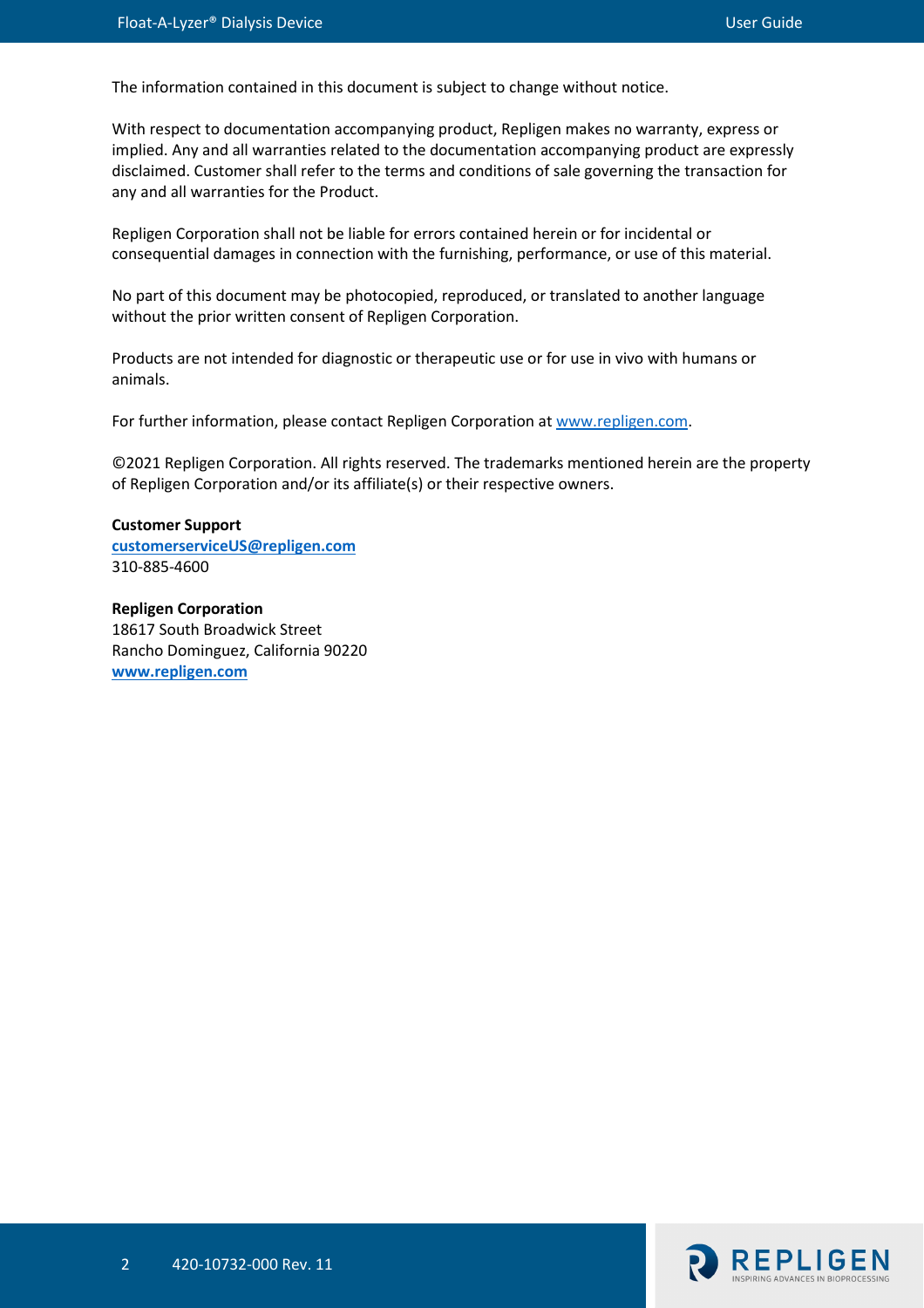The information contained in this document is subject to change without notice.

With respect to documentation accompanying product, Repligen makes no warranty, express or implied. Any and all warranties related to the documentation accompanying product are expressly disclaimed. Customer shall refer to the terms and conditions of sale governing the transaction for any and all warranties for the Product.

Repligen Corporation shall not be liable for errors contained herein or for incidental or consequential damages in connection with the furnishing, performance, or use of this material.

No part of this document may be photocopied, reproduced, or translated to another language without the prior written consent of Repligen Corporation.

Products are not intended for diagnostic or therapeutic use or for use in vivo with humans or animals.

For further information, please contact Repligen Corporation at www.repligen.com.

©2021 Repligen Corporation. All rights reserved. The trademarks mentioned herein are the property of Repligen Corporation and/or its affiliate(s) or their respective owners.

**Customer Support**
**customerserviceUS@repligen.com**
310-885-4600

**Repligen Corporation**
18617 South Broadwick Street
Rancho Dominguez, California 90220
**www.repligen.com**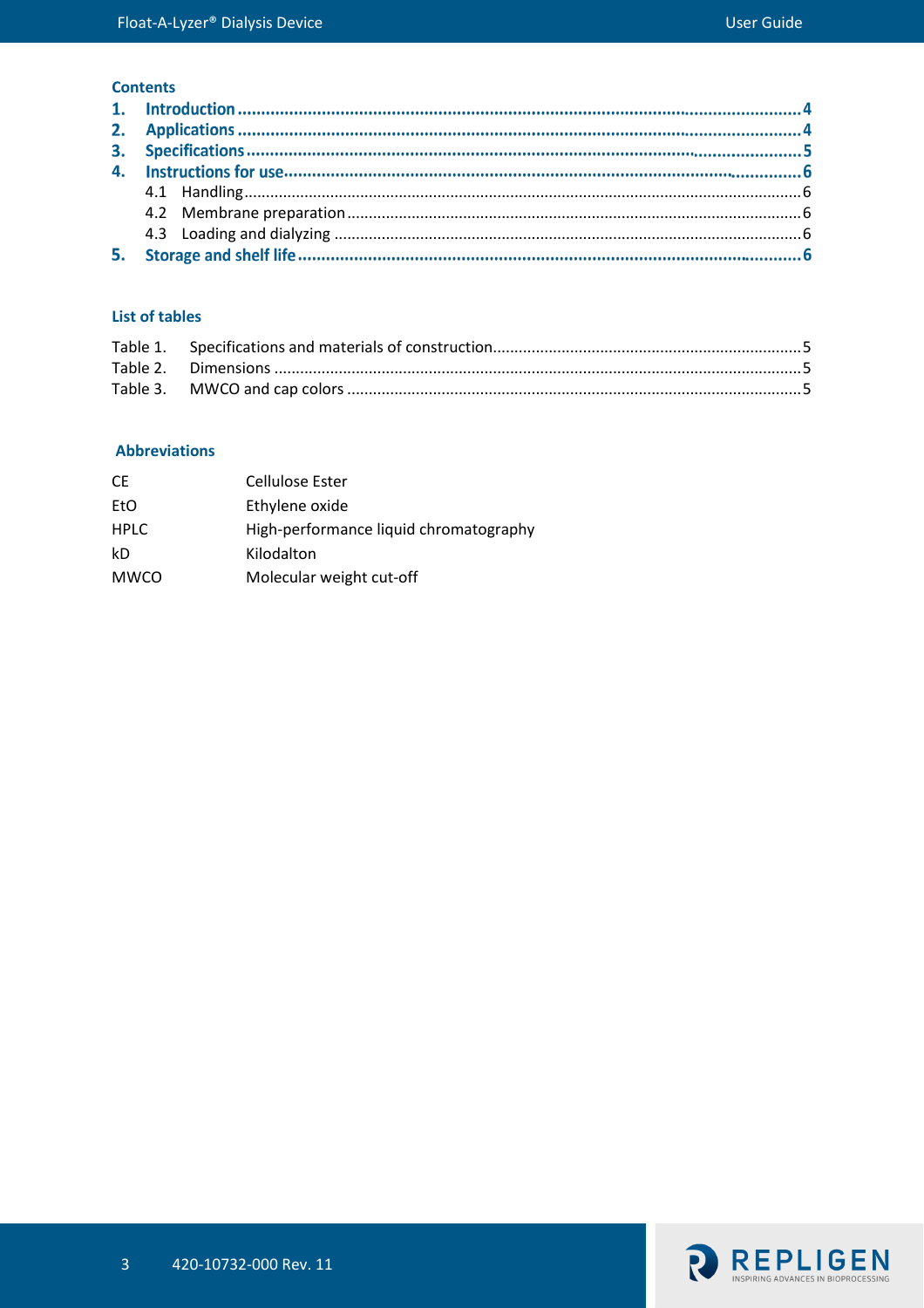## Contents

1. **Introduction** ........................................................................ 4
2. **Applications** ........................................................................ 4
3. **Specifications** ........................................................................ 5
4. **Instructions for use** ........................................................................ 6
   - 4.1 Handling ........................................................................ 6
   - 4.2 Membrane preparation ........................................................................ 6
   - 4.3 Loading and dialyzing ........................................................................ 6
5. **Storage and shelf life** ........................................................................ 6

## List of tables

Table 1. Specifications and materials of construction ........................................................................ 5
Table 2. Dimensions ........................................................................ 5
Table 3. MWCO and cap colors ........................................................................ 5

## Abbreviations

| | |
|---|---|
| CE | Cellulose Ester |
| EtO | Ethylene oxide |
| HPLC | High-performance liquid chromatography |
| kD | Kilodalton |
| MWCO | Molecular weight cut-off |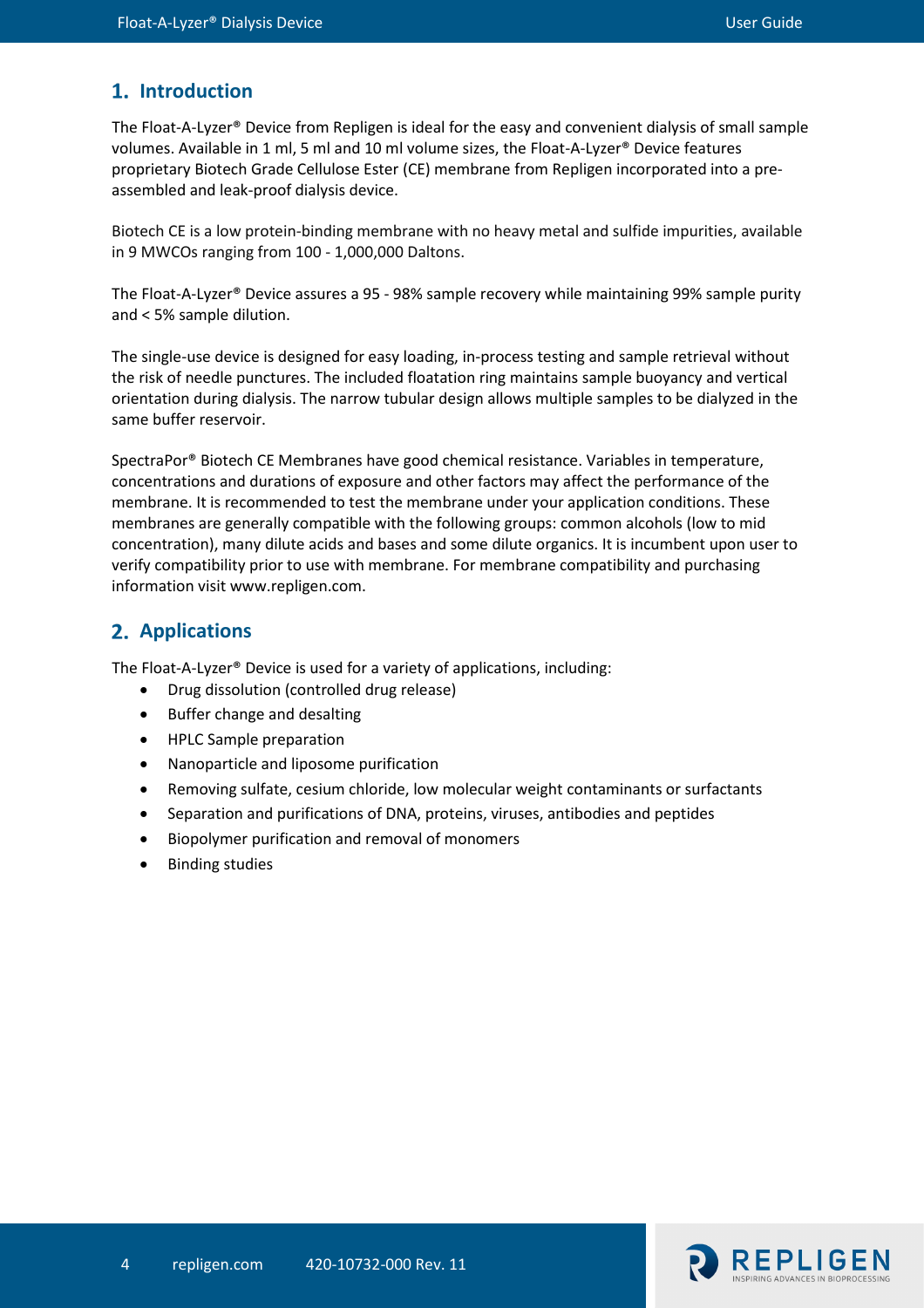## 1. Introduction

The Float-A-Lyzer® Device from Repligen is ideal for the easy and convenient dialysis of small sample volumes. Available in 1 ml, 5 ml and 10 ml volume sizes, the Float-A-Lyzer® Device features proprietary Biotech Grade Cellulose Ester (CE) membrane from Repligen incorporated into a pre-assembled and leak-proof dialysis device.

Biotech CE is a low protein-binding membrane with no heavy metal and sulfide impurities, available in 9 MWCOs ranging from 100 - 1,000,000 Daltons.

The Float-A-Lyzer® Device assures a 95 - 98% sample recovery while maintaining 99% sample purity and < 5% sample dilution.

The single-use device is designed for easy loading, in-process testing and sample retrieval without the risk of needle punctures. The included floatation ring maintains sample buoyancy and vertical orientation during dialysis. The narrow tubular design allows multiple samples to be dialyzed in the same buffer reservoir.

SpectraPor® Biotech CE Membranes have good chemical resistance. Variables in temperature, concentrations and durations of exposure and other factors may affect the performance of the membrane. It is recommended to test the membrane under your application conditions. These membranes are generally compatible with the following groups: common alcohols (low to mid concentration), many dilute acids and bases and some dilute organics. It is incumbent upon user to verify compatibility prior to use with membrane. For membrane compatibility and purchasing information visit www.repligen.com.

## 2. Applications

The Float-A-Lyzer® Device is used for a variety of applications, including:

- Drug dissolution (controlled drug release)
- Buffer change and desalting
- HPLC Sample preparation
- Nanoparticle and liposome purification
- Removing sulfate, cesium chloride, low molecular weight contaminants or surfactants
- Separation and purifications of DNA, proteins, viruses, antibodies and peptides
- Biopolymer purification and removal of monomers
- Binding studies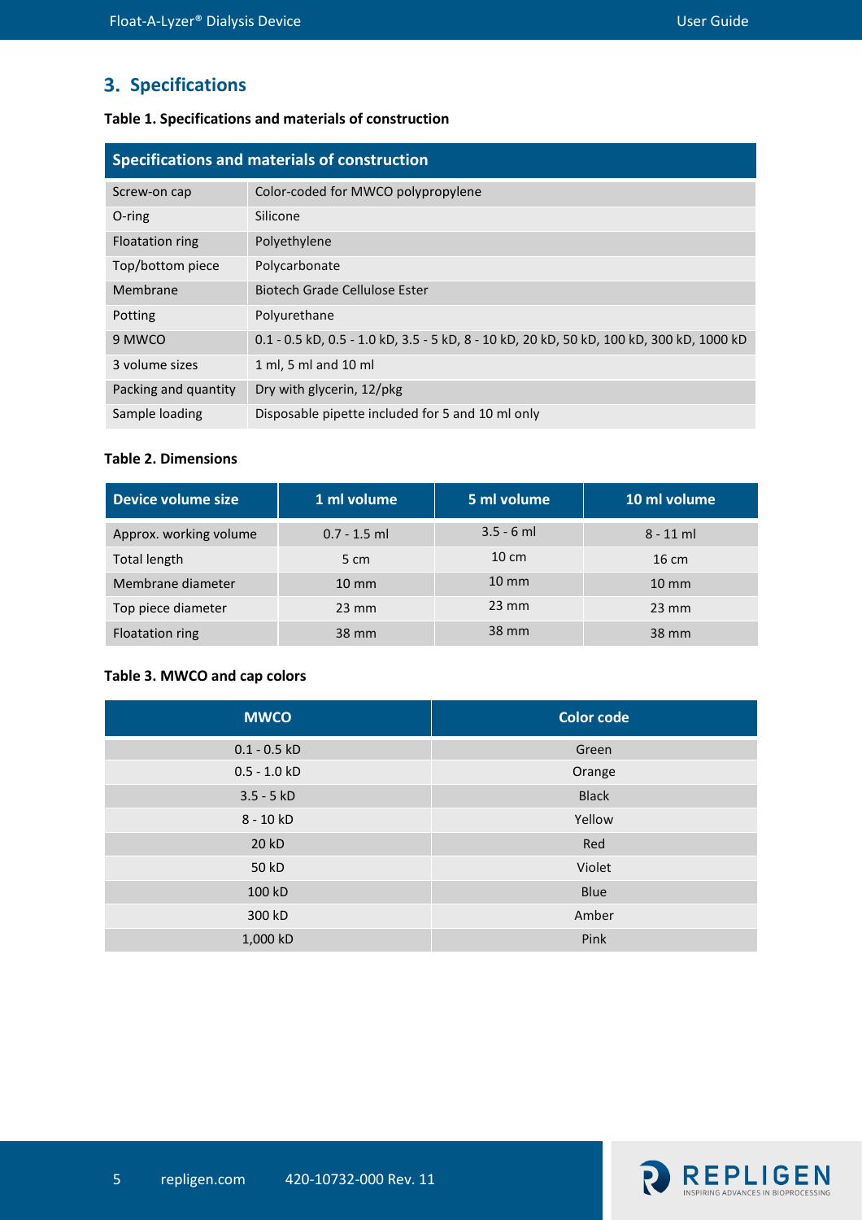## 3. Specifications

**Table 1. Specifications and materials of construction**

| Specifications and materials of construction | |
|---|---|
| Screw-on cap | Color-coded for MWCO polypropylene |
| O-ring | Silicone |
| Floatation ring | Polyethylene |
| Top/bottom piece | Polycarbonate |
| Membrane | Biotech Grade Cellulose Ester |
| Potting | Polyurethane |
| 9 MWCO | 0.1 - 0.5 kD, 0.5 - 1.0 kD, 3.5 - 5 kD, 8 - 10 kD, 20 kD, 50 kD, 100 kD, 300 kD, 1000 kD |
| 3 volume sizes | 1 ml, 5 ml and 10 ml |
| Packing and quantity | Dry with glycerin, 12/pkg |
| Sample loading | Disposable pipette included for 5 and 10 ml only |

**Table 2. Dimensions**

| Device volume size | 1 ml volume | 5 ml volume | 10 ml volume |
|---|---|---|---|
| Approx. working volume | 0.7 - 1.5 ml | 3.5 - 6 ml | 8 - 11 ml |
| Total length | 5 cm | 10 cm | 16 cm |
| Membrane diameter | 10 mm | 10 mm | 10 mm |
| Top piece diameter | 23 mm | 23 mm | 23 mm |
| Floatation ring | 38 mm | 38 mm | 38 mm |

**Table 3. MWCO and cap colors**

| MWCO | Color code |
|---|---|
| 0.1 - 0.5 kD | Green |
| 0.5 - 1.0 kD | Orange |
| 3.5 - 5 kD | Black |
| 8 - 10 kD | Yellow |
| 20 kD | Red |
| 50 kD | Violet |
| 100 kD | Blue |
| 300 kD | Amber |
| 1,000 kD | Pink |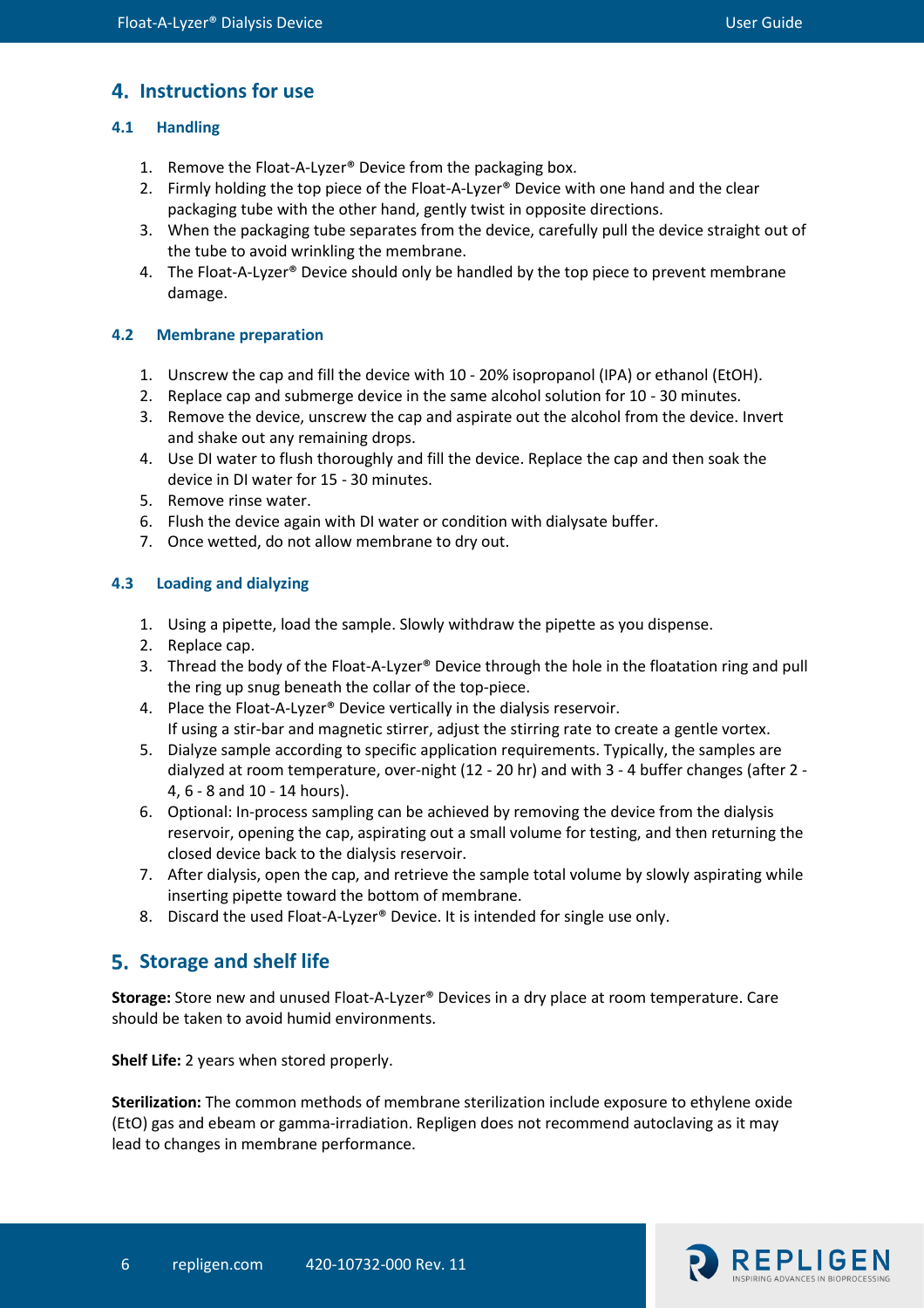## 4. Instructions for use

### 4.1 Handling

1. Remove the Float-A-Lyzer® Device from the packaging box.
2. Firmly holding the top piece of the Float-A-Lyzer® Device with one hand and the clear packaging tube with the other hand, gently twist in opposite directions.
3. When the packaging tube separates from the device, carefully pull the device straight out of the tube to avoid wrinkling the membrane.
4. The Float-A-Lyzer® Device should only be handled by the top piece to prevent membrane damage.

### 4.2 Membrane preparation

1. Unscrew the cap and fill the device with 10 - 20% isopropanol (IPA) or ethanol (EtOH).
2. Replace cap and submerge device in the same alcohol solution for 10 - 30 minutes.
3. Remove the device, unscrew the cap and aspirate out the alcohol from the device. Invert and shake out any remaining drops.
4. Use DI water to flush thoroughly and fill the device. Replace the cap and then soak the device in DI water for 15 - 30 minutes.
5. Remove rinse water.
6. Flush the device again with DI water or condition with dialysate buffer.
7. Once wetted, do not allow membrane to dry out.

### 4.3 Loading and dialyzing

1. Using a pipette, load the sample. Slowly withdraw the pipette as you dispense.
2. Replace cap.
3. Thread the body of the Float-A-Lyzer® Device through the hole in the floatation ring and pull the ring up snug beneath the collar of the top-piece.
4. Place the Float-A-Lyzer® Device vertically in the dialysis reservoir.
   If using a stir-bar and magnetic stirrer, adjust the stirring rate to create a gentle vortex.
5. Dialyze sample according to specific application requirements. Typically, the samples are dialyzed at room temperature, over-night (12 - 20 hr) and with 3 - 4 buffer changes (after 2 - 4, 6 - 8 and 10 - 14 hours).
6. Optional: In-process sampling can be achieved by removing the device from the dialysis reservoir, opening the cap, aspirating out a small volume for testing, and then returning the closed device back to the dialysis reservoir.
7. After dialysis, open the cap, and retrieve the sample total volume by slowly aspirating while inserting pipette toward the bottom of membrane.
8. Discard the used Float-A-Lyzer® Device. It is intended for single use only.

## 5. Storage and shelf life

**Storage:** Store new and unused Float-A-Lyzer® Devices in a dry place at room temperature. Care should be taken to avoid humid environments.

**Shelf Life:** 2 years when stored properly.

**Sterilization:** The common methods of membrane sterilization include exposure to ethylene oxide (EtO) gas and ebeam or gamma-irradiation. Repligen does not recommend autoclaving as it may lead to changes in membrane performance.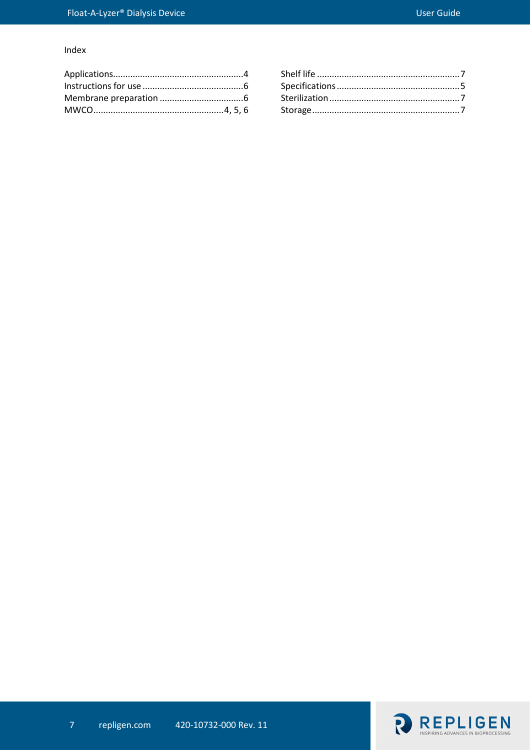# Index

Applications....................................................4
Instructions for use .........................................6
Membrane preparation .................................6
MWCO....................................................4, 5, 6
Shelf life .........................................................7
Specifications .................................................5
Sterilization ....................................................7
Storage ...........................................................7